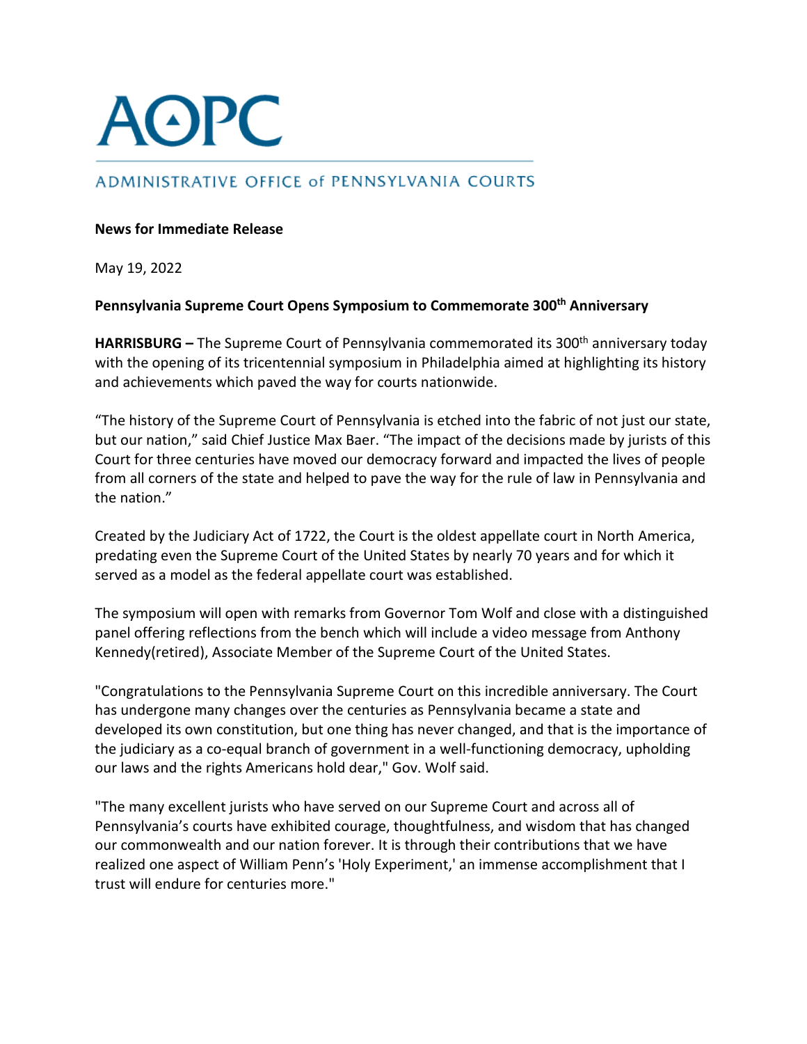# AOPC

ADMINISTRATIVE OFFICE of PENNSYLVANIA COURTS

**News for Immediate Release**

May 19, 2022

**Pennsylvania Supreme Court Opens Symposium to Commemorate 300th Anniversary**

**HARRISBURG –** The Supreme Court of Pennsylvania commemorated its 300th anniversary today with the opening of its tricentennial symposium in Philadelphia aimed at highlighting its history and achievements which paved the way for courts nationwide.

"The history of the Supreme Court of Pennsylvania is etched into the fabric of not just our state, but our nation," said Chief Justice Max Baer. "The impact of the decisions made by jurists of this Court for three centuries have moved our democracy forward and impacted the lives of people from all corners of the state and helped to pave the way for the rule of law in Pennsylvania and the nation."

Created by the Judiciary Act of 1722, the Court is the oldest appellate court in North America, predating even the Supreme Court of the United States by nearly 70 years and for which it served as a model as the federal appellate court was established.

The symposium will open with remarks from Governor Tom Wolf and close with a distinguished panel offering reflections from the bench which will include a video message from Anthony Kennedy(retired), Associate Member of the Supreme Court of the United States.

"Congratulations to the Pennsylvania Supreme Court on this incredible anniversary. The Court has undergone many changes over the centuries as Pennsylvania became a state and developed its own constitution, but one thing has never changed, and that is the importance of the judiciary as a co-equal branch of government in a well-functioning democracy, upholding our laws and the rights Americans hold dear," Gov. Wolf said.

"The many excellent jurists who have served on our Supreme Court and across all of Pennsylvania's courts have exhibited courage, thoughtfulness, and wisdom that has changed our commonwealth and our nation forever. It is through their contributions that we have realized one aspect of William Penn's 'Holy Experiment,' an immense accomplishment that I trust will endure for centuries more."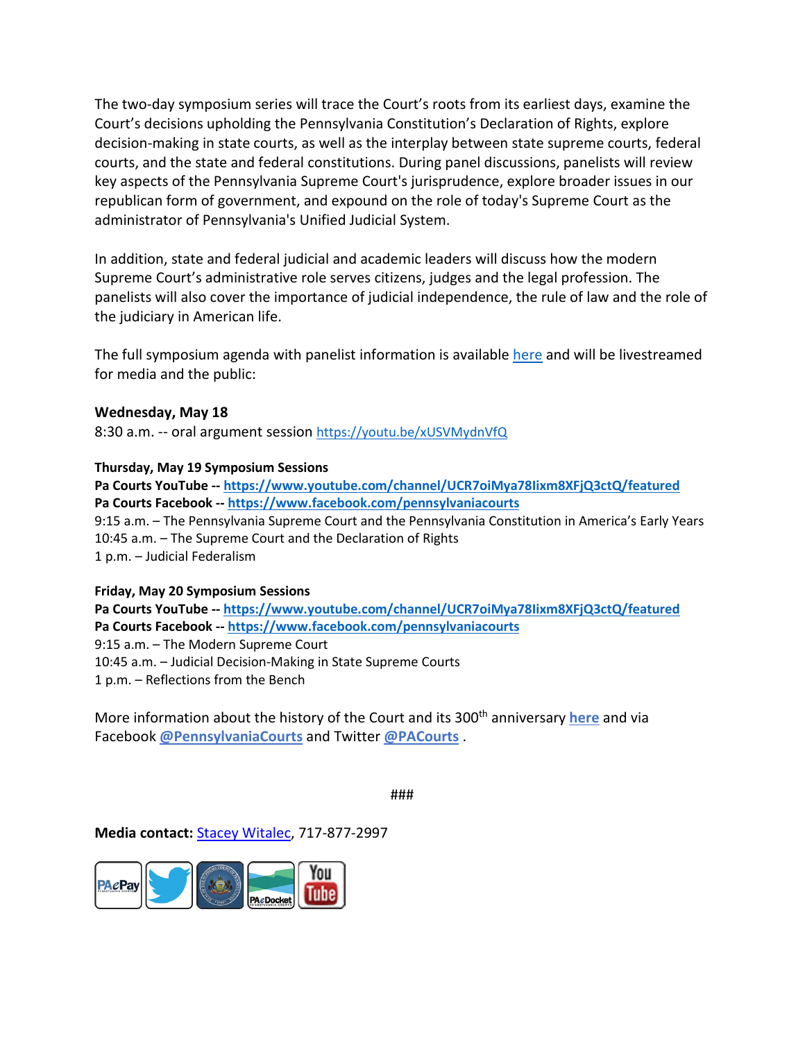The two-day symposium series will trace the Court's roots from its earliest days, examine the Court's decisions upholding the Pennsylvania Constitution's Declaration of Rights, explore decision-making in state courts, as well as the interplay between state supreme courts, federal courts, and the state and federal constitutions. During panel discussions, panelists will review key aspects of the Pennsylvania Supreme Court's jurisprudence, explore broader issues in our republican form of government, and expound on the role of today's Supreme Court as the administrator of Pennsylvania's Unified Judicial System.

In addition, state and federal judicial and academic leaders will discuss how the modern Supreme Court's administrative role serves citizens, judges and the legal profession. The panelists will also cover the importance of judicial independence, the rule of law and the role of the judiciary in American life.

The full symposium agenda with panelist information is available here and will be livestreamed for media and the public:

**Wednesday, May 18**
8:30 a.m. -- oral argument session https://youtu.be/xUSVMydnVfQ

**Thursday, May 19 Symposium Sessions**
**Pa Courts YouTube -- https://www.youtube.com/channel/UCR7oiMya78Iixm8XFjQ3ctQ/featured**
**Pa Courts Facebook -- https://www.facebook.com/pennsylvaniacourts**
9:15 a.m. – The Pennsylvania Supreme Court and the Pennsylvania Constitution in America's Early Years
10:45 a.m. – The Supreme Court and the Declaration of Rights
1 p.m. – Judicial Federalism

**Friday, May 20 Symposium Sessions**
**Pa Courts YouTube -- https://www.youtube.com/channel/UCR7oiMya78Iixm8XFjQ3ctQ/featured**
**Pa Courts Facebook -- https://www.facebook.com/pennsylvaniacourts**
9:15 a.m. – The Modern Supreme Court
10:45 a.m. – Judicial Decision-Making in State Supreme Courts
1 p.m. – Reflections from the Bench

More information about the history of the Court and its 300th anniversary **here** and via Facebook **@PennsylvaniaCourts** and Twitter **@PACourts** .

###

**Media contact:** Stacey Witalec, 717-877-2997